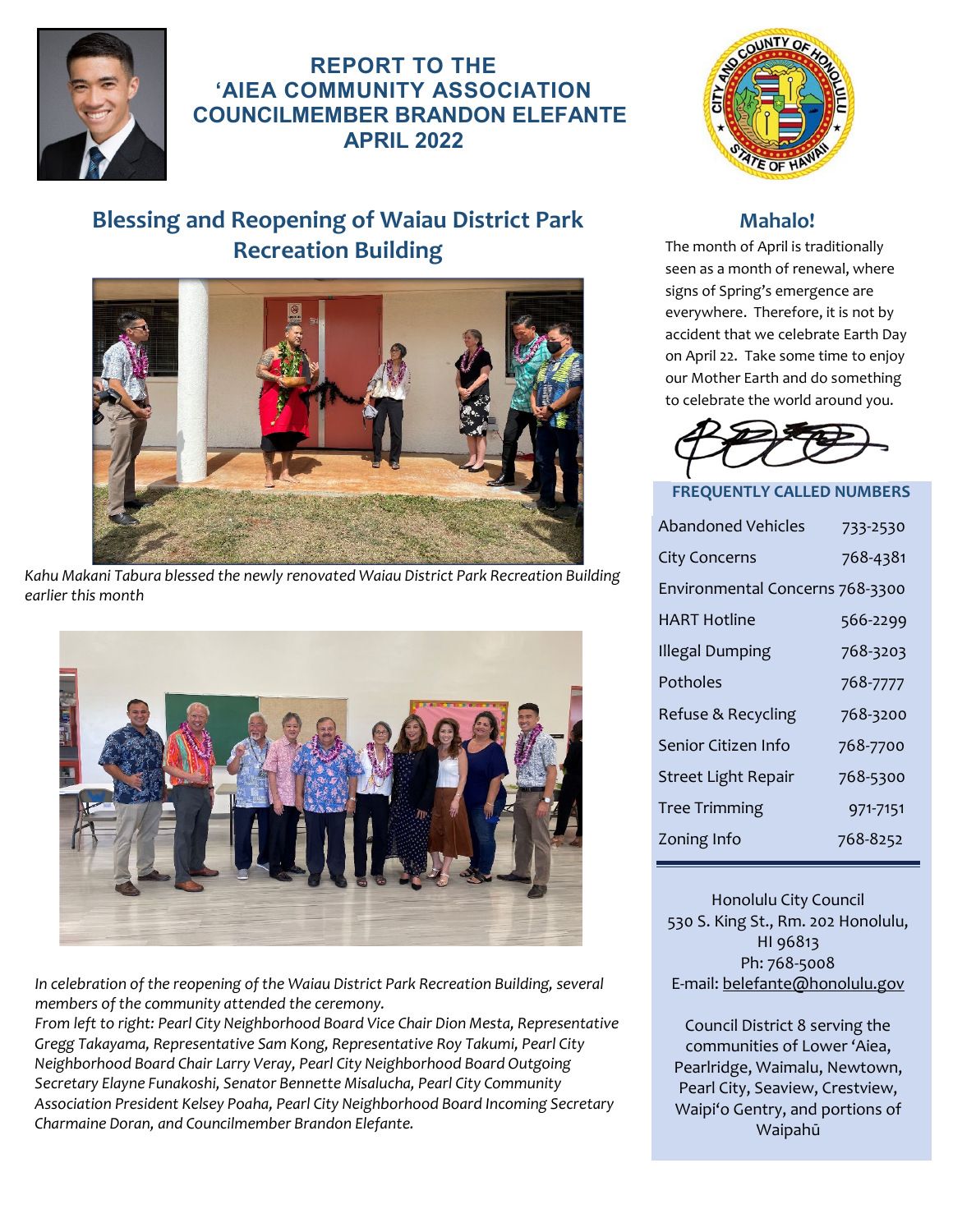# REPORT TO THE ‘AIEA COMMUNITY ASSOCIATION COUNCILMEMBER BRANDON ELEFANTE APRIL 2022

## Blessing and Reopening of Waiau District Park Recreation Building

*Kahu Makani Tabura blessed the newly renovated Waiau District Park Recreation Building earlier this month*

*In celebration of the reopening of the Waiau District Park Recreation Building, several members of the community attended the ceremony.*
*From left to right: Pearl City Neighborhood Board Vice Chair Dion Mesta, Representative Gregg Takayama, Representative Sam Kong, Representative Roy Takumi, Pearl City Neighborhood Board Chair Larry Veray, Pearl City Neighborhood Board Outgoing Secretary Elayne Funakoshi, Senator Bennette Misalucha, Pearl City Community Association President Kelsey Poaha, Pearl City Neighborhood Board Incoming Secretary Charmaine Doran, and Councilmember Brandon Elefante.*

## Mahalo!

The month of April is traditionally seen as a month of renewal, where signs of Spring’s emergence are everywhere. Therefore, it is not by accident that we celebrate Earth Day on April 22. Take some time to enjoy our Mother Earth and do something to celebrate the world around you.

### FREQUENTLY CALLED NUMBERS

| | |
|---|---|
| Abandoned Vehicles | 733-2530 |
| City Concerns | 768-4381 |
| Environmental Concerns | 768-3300 |
| HART Hotline | 566-2299 |
| Illegal Dumping | 768-3203 |
| Potholes | 768-7777 |
| Refuse & Recycling | 768-3200 |
| Senior Citizen Info | 768-7700 |
| Street Light Repair | 768-5300 |
| Tree Trimming | 971-7151 |
| Zoning Info | 768-8252 |

Honolulu City Council
530 S. King St., Rm. 202 Honolulu, HI 96813
Ph: 768-5008
E-mail: belefante@honolulu.gov

Council District 8 serving the communities of Lower ‘Aiea, Pearlridge, Waimalu, Newtown, Pearl City, Seaview, Crestview, Waipi‘o Gentry, and portions of Waipahū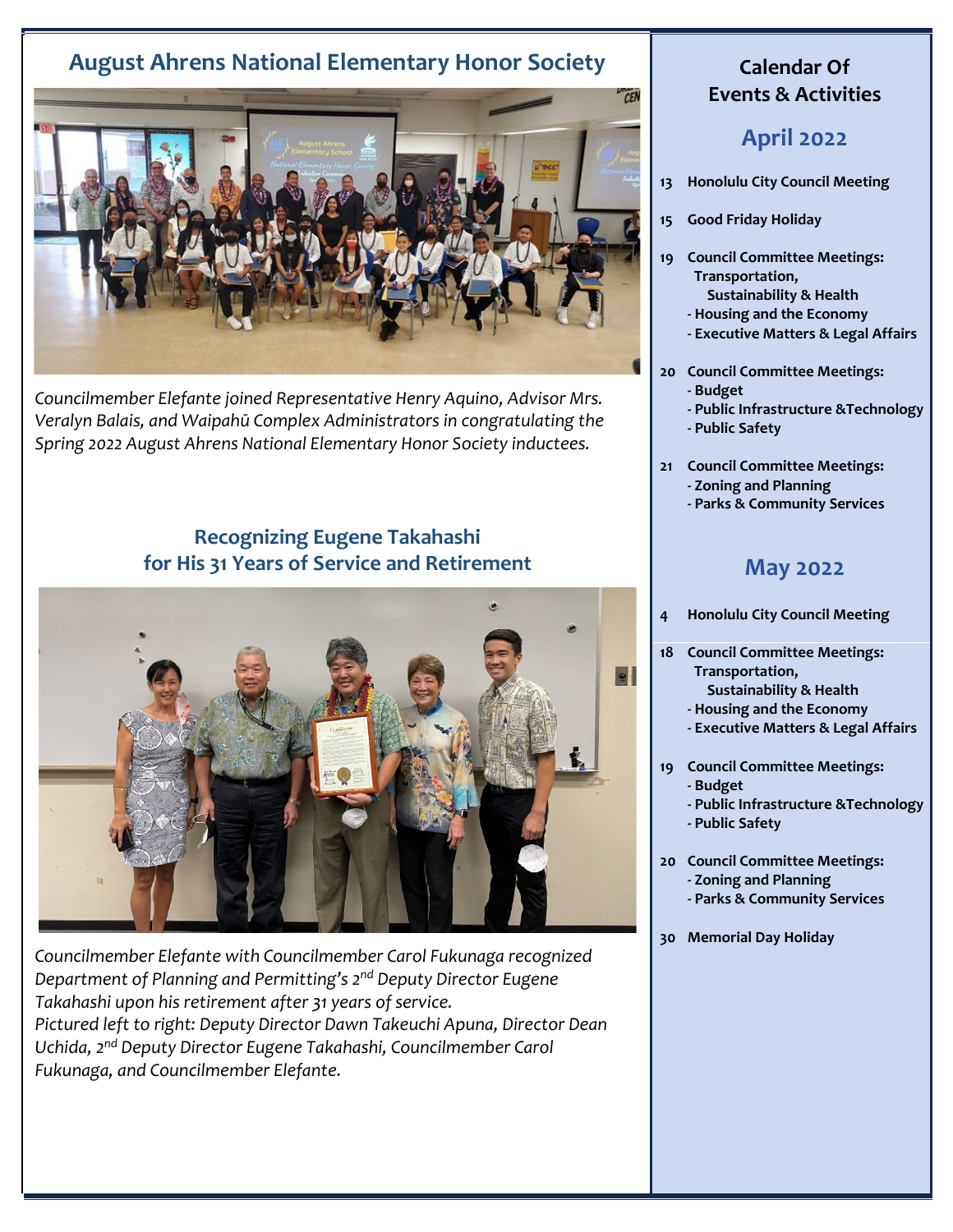## August Ahrens National Elementary Honor Society

*Councilmember Elefante joined Representative Henry Aquino, Advisor Mrs. Veralyn Balais, and Waipahū Complex Administrators in congratulating the Spring 2022 August Ahrens National Elementary Honor Society inductees.*

## Recognizing Eugene Takahashi for His 31 Years of Service and Retirement

*Councilmember Elefante with Councilmember Carol Fukunaga recognized Department of Planning and Permitting's 2nd Deputy Director Eugene Takahashi upon his retirement after 31 years of service.*
*Pictured left to right: Deputy Director Dawn Takeuchi Apuna, Director Dean Uchida, 2nd Deputy Director Eugene Takahashi, Councilmember Carol Fukunaga, and Councilmember Elefante.*

## Calendar Of Events & Activities

### April 2022

- **13** **Honolulu City Council Meeting**
- **15** **Good Friday Holiday**
- **19** **Council Committee Meetings:**
  - **Transportation, Sustainability & Health**
  - **Housing and the Economy**
  - **Executive Matters & Legal Affairs**
- **20** **Council Committee Meetings:**
  - **Budget**
  - **Public Infrastructure &Technology**
  - **Public Safety**
- **21** **Council Committee Meetings:**
  - **Zoning and Planning**
  - **Parks & Community Services**

### May 2022

- **4** **Honolulu City Council Meeting**
- **18** **Council Committee Meetings:**
  - **Transportation, Sustainability & Health**
  - **Housing and the Economy**
  - **Executive Matters & Legal Affairs**
- **19** **Council Committee Meetings:**
  - **Budget**
  - **Public Infrastructure &Technology**
  - **Public Safety**
- **20** **Council Committee Meetings:**
  - **Zoning and Planning**
  - **Parks & Community Services**
- **30** **Memorial Day Holiday**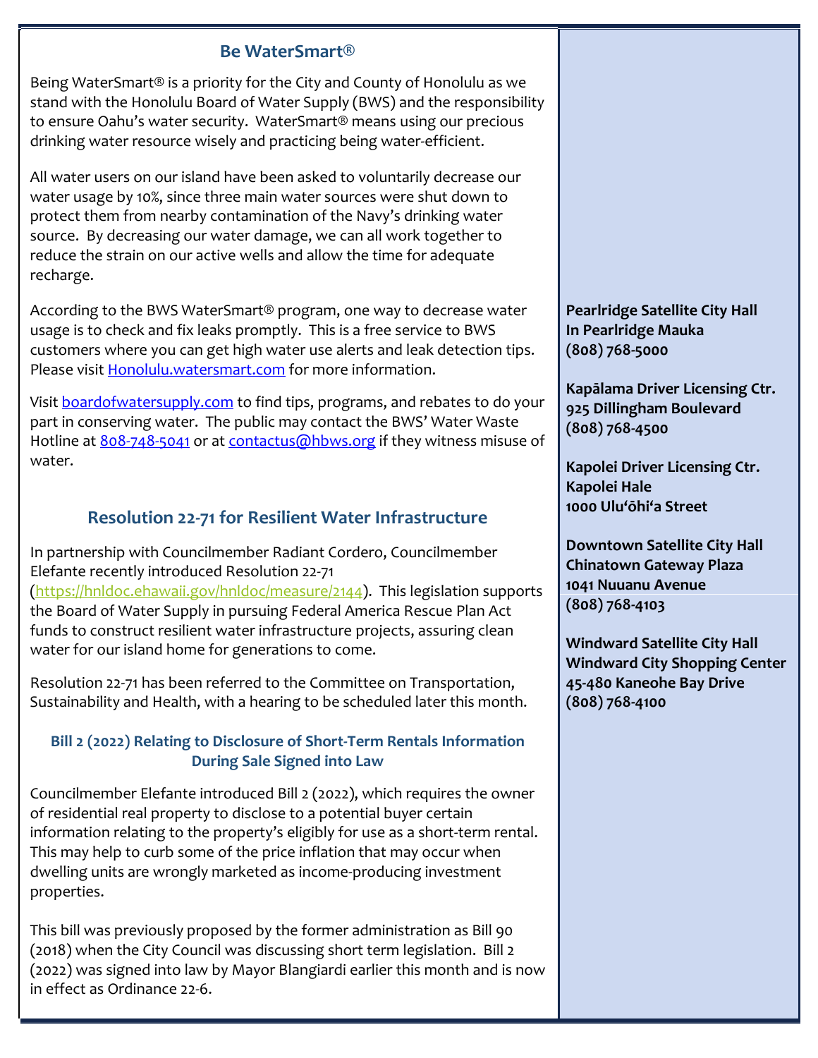## Be WaterSmart®

Being WaterSmart® is a priority for the City and County of Honolulu as we stand with the Honolulu Board of Water Supply (BWS) and the responsibility to ensure Oahu's water security. WaterSmart® means using our precious drinking water resource wisely and practicing being water-efficient.

All water users on our island have been asked to voluntarily decrease our water usage by 10%, since three main water sources were shut down to protect them from nearby contamination of the Navy's drinking water source. By decreasing our water damage, we can all work together to reduce the strain on our active wells and allow the time for adequate recharge.

According to the BWS WaterSmart® program, one way to decrease water usage is to check and fix leaks promptly. This is a free service to BWS customers where you can get high water use alerts and leak detection tips. Please visit [Honolulu.watersmart.com](Honolulu.watersmart.com) for more information.

Visit [boardofwatersupply.com](boardofwatersupply.com) to find tips, programs, and rebates to do your part in conserving water. The public may contact the BWS' Water Waste Hotline at [808-748-5041](808-748-5041) or at [contactus@hbws.org](mailto:contactus@hbws.org) if they witness misuse of water.

## Resolution 22-71 for Resilient Water Infrastructure

In partnership with Councilmember Radiant Cordero, Councilmember Elefante recently introduced Resolution 22-71 (https://hnldoc.ehawaii.gov/hnldoc/measure/2144). This legislation supports the Board of Water Supply in pursuing Federal America Rescue Plan Act funds to construct resilient water infrastructure projects, assuring clean water for our island home for generations to come.

Resolution 22-71 has been referred to the Committee on Transportation, Sustainability and Health, with a hearing to be scheduled later this month.

### Bill 2 (2022) Relating to Disclosure of Short-Term Rentals Information During Sale Signed into Law

Councilmember Elefante introduced Bill 2 (2022), which requires the owner of residential real property to disclose to a potential buyer certain information relating to the property's eligibly for use as a short-term rental. This may help to curb some of the price inflation that may occur when dwelling units are wrongly marketed as income-producing investment properties.

This bill was previously proposed by the former administration as Bill 90 (2018) when the City Council was discussing short term legislation. Bill 2 (2022) was signed into law by Mayor Blangiardi earlier this month and is now in effect as Ordinance 22-6.

**Pearlridge Satellite City Hall**
**In Pearlridge Mauka**
**(808) 768-5000**

**Kapālama Driver Licensing Ctr.**
**925 Dillingham Boulevard**
**(808) 768-4500**

**Kapolei Driver Licensing Ctr.**
**Kapolei Hale**
**1000 Ulu'ōhi'a Street**

**Downtown Satellite City Hall**
**Chinatown Gateway Plaza**
**1041 Nuuanu Avenue**
**(808) 768-4103**

**Windward Satellite City Hall**
**Windward City Shopping Center**
**45-480 Kaneohe Bay Drive**
**(808) 768-4100**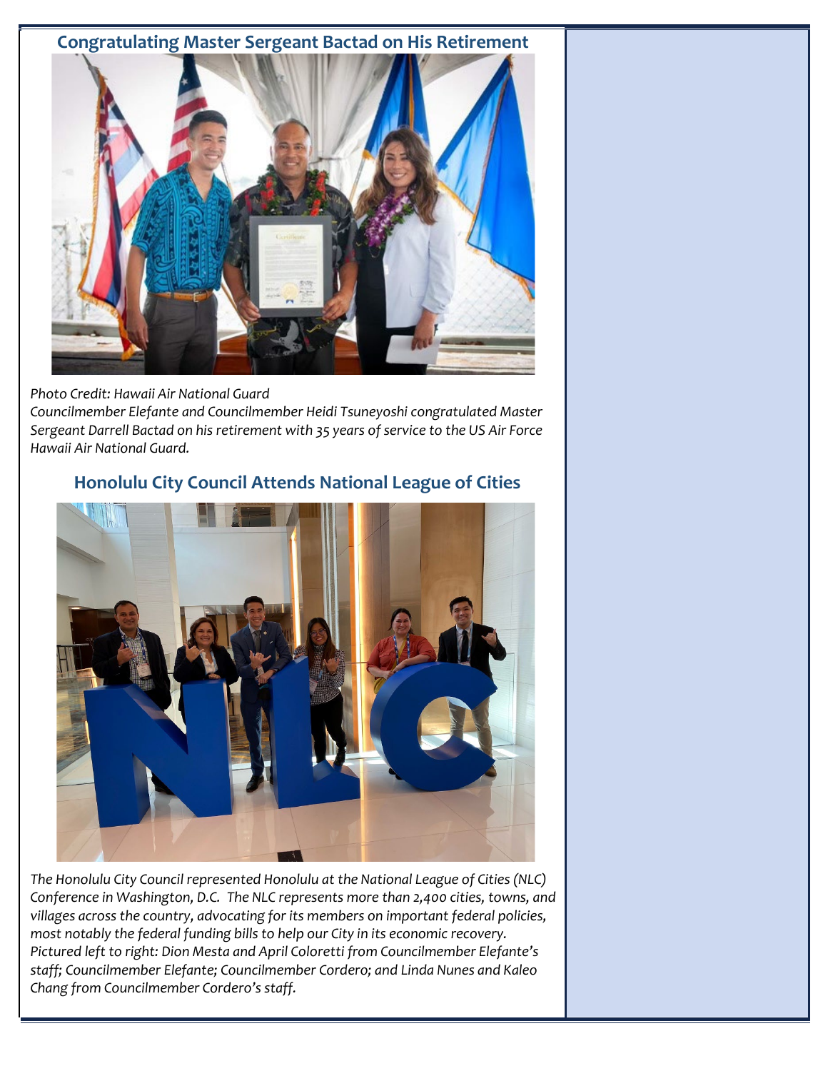## Congratulating Master Sergeant Bactad on His Retirement

*Photo Credit: Hawaii Air National Guard*
*Councilmember Elefante and Councilmember Heidi Tsuneyoshi congratulated Master Sergeant Darrell Bactad on his retirement with 35 years of service to the US Air Force Hawaii Air National Guard.*

## Honolulu City Council Attends National League of Cities

*The Honolulu City Council represented Honolulu at the National League of Cities (NLC) Conference in Washington, D.C. The NLC represents more than 2,400 cities, towns, and villages across the country, advocating for its members on important federal policies, most notably the federal funding bills to help our City in its economic recovery. Pictured left to right: Dion Mesta and April Coloretti from Councilmember Elefante's staff; Councilmember Elefante; Councilmember Cordero; and Linda Nunes and Kaleo Chang from Councilmember Cordero's staff.*